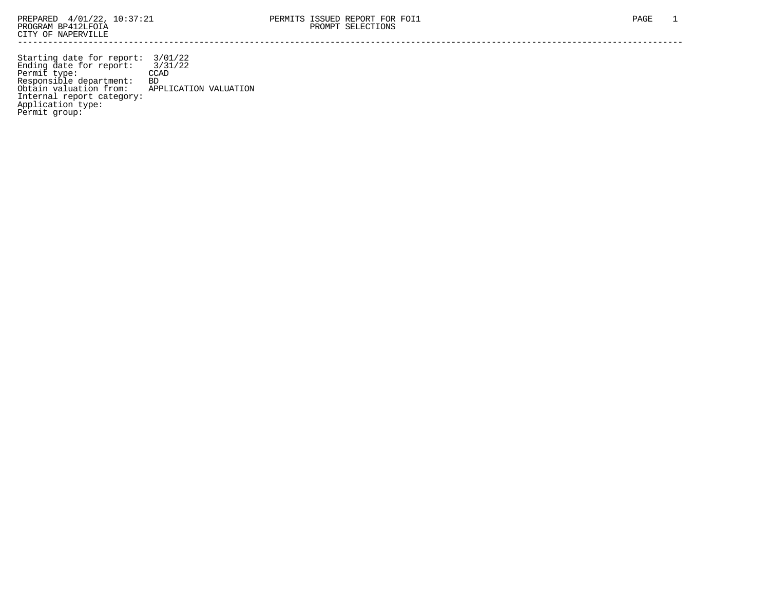PREPARED 4/01/22, 10:37:21
PROGRAM BP412LFOIA
CITY OF NAPERVILLE

PERMITS ISSUED REPORT FOR FOI1
PROMPT SELECTIONS

Starting date for report: 3/01/22
Ending date for report: 3/31/22
Permit type: CCAD
Responsible department: BD
Obtain valuation from: APPLICATION VALUATION
Internal report category:
Application type:
Permit group: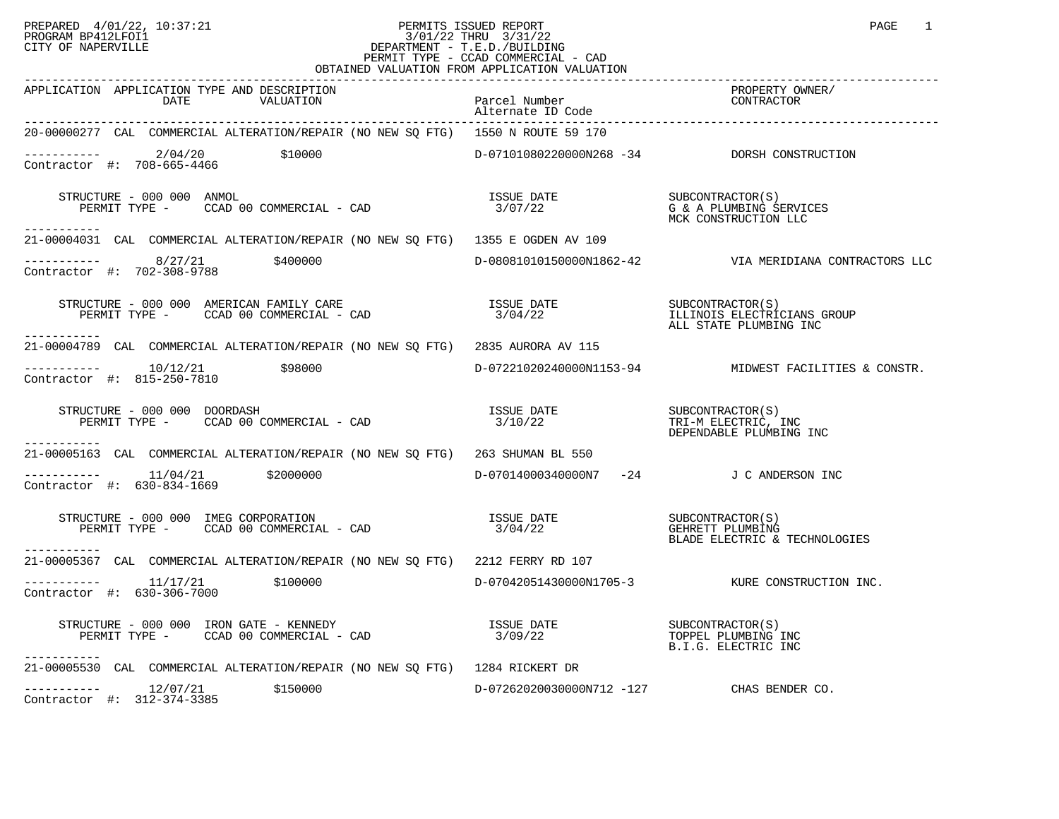PREPARED 4/01/22, 10:37:21
PROGRAM BP412LFOI1
CITY OF NAPERVILLE

# PERMITS ISSUED REPORT

3/01/22 THRU 3/31/22
DEPARTMENT - T.E.D./BUILDING
PERMIT TYPE - CCAD COMMERCIAL - CAD
OBTAINED VALUATION FROM APPLICATION VALUATION

| APPLICATION | APPLICATION TYPE AND DESCRIPTION / DATE / VALUATION | Parcel Number / Alternate ID Code | PROPERTY OWNER/ CONTRACTOR |
|---|---|---|---|

---

**20-00000277** CAL COMMERCIAL ALTERATION/REPAIR (NO NEW SQ FTG) 1550 N ROUTE 59 170

- Date: 2/04/20 — Valuation: $10000
- Parcel: D-07101080220000N268 -34
- Contractor: DORSH CONSTRUCTION
- Contractor #: 708-665-4466
- STRUCTURE - 000 000 ANMOL
- PERMIT TYPE - CCAD 00 COMMERCIAL - CAD
- ISSUE DATE: 3/07/22
- SUBCONTRACTOR(S): G & A PLUMBING SERVICES; MCK CONSTRUCTION LLC

---

**21-00004031** CAL COMMERCIAL ALTERATION/REPAIR (NO NEW SQ FTG) 1355 E OGDEN AV 109

- Date: 8/27/21 — Valuation: $400000
- Parcel: D-08081010150000N1862-42
- Contractor: VIA MERIDIANA CONTRACTORS LLC
- Contractor #: 702-308-9788
- STRUCTURE - 000 000 AMERICAN FAMILY CARE
- PERMIT TYPE - CCAD 00 COMMERCIAL - CAD
- ISSUE DATE: 3/04/22
- SUBCONTRACTOR(S): ILLINOIS ELECTRICIANS GROUP; ALL STATE PLUMBING INC

---

**21-00004789** CAL COMMERCIAL ALTERATION/REPAIR (NO NEW SQ FTG) 2835 AURORA AV 115

- Date: 10/12/21 — Valuation: $98000
- Parcel: D-07221020240000N1153-94
- Contractor: MIDWEST FACILITIES & CONSTR.
- Contractor #: 815-250-7810
- STRUCTURE - 000 000 DOORDASH
- PERMIT TYPE - CCAD 00 COMMERCIAL - CAD
- ISSUE DATE: 3/10/22
- SUBCONTRACTOR(S): TRI-M ELECTRIC, INC; DEPENDABLE PLUMBING INC

---

**21-00005163** CAL COMMERCIAL ALTERATION/REPAIR (NO NEW SQ FTG) 263 SHUMAN BL 550

- Date: 11/04/21 — Valuation: $2000000
- Parcel: D-07014000340000N7 -24
- Contractor: J C ANDERSON INC
- Contractor #: 630-834-1669
- STRUCTURE - 000 000 IMEG CORPORATION
- PERMIT TYPE - CCAD 00 COMMERCIAL - CAD
- ISSUE DATE: 3/04/22
- SUBCONTRACTOR(S): GEHRETT PLUMBING; BLADE ELECTRIC & TECHNOLOGIES

---

**21-00005367** CAL COMMERCIAL ALTERATION/REPAIR (NO NEW SQ FTG) 2212 FERRY RD 107

- Date: 11/17/21 — Valuation: $100000
- Parcel: D-07042051430000N1705-3
- Contractor: KURE CONSTRUCTION INC.
- Contractor #: 630-306-7000
- STRUCTURE - 000 000 IRON GATE - KENNEDY
- PERMIT TYPE - CCAD 00 COMMERCIAL - CAD
- ISSUE DATE: 3/09/22
- SUBCONTRACTOR(S): TOPPEL PLUMBING INC; B.I.G. ELECTRIC INC

---

**21-00005530** CAL COMMERCIAL ALTERATION/REPAIR (NO NEW SQ FTG) 1284 RICKERT DR

- Date: 12/07/21 — Valuation: $150000
- Parcel: D-07262020030000N712 -127
- Contractor: CHAS BENDER CO.
- Contractor #: 312-374-3385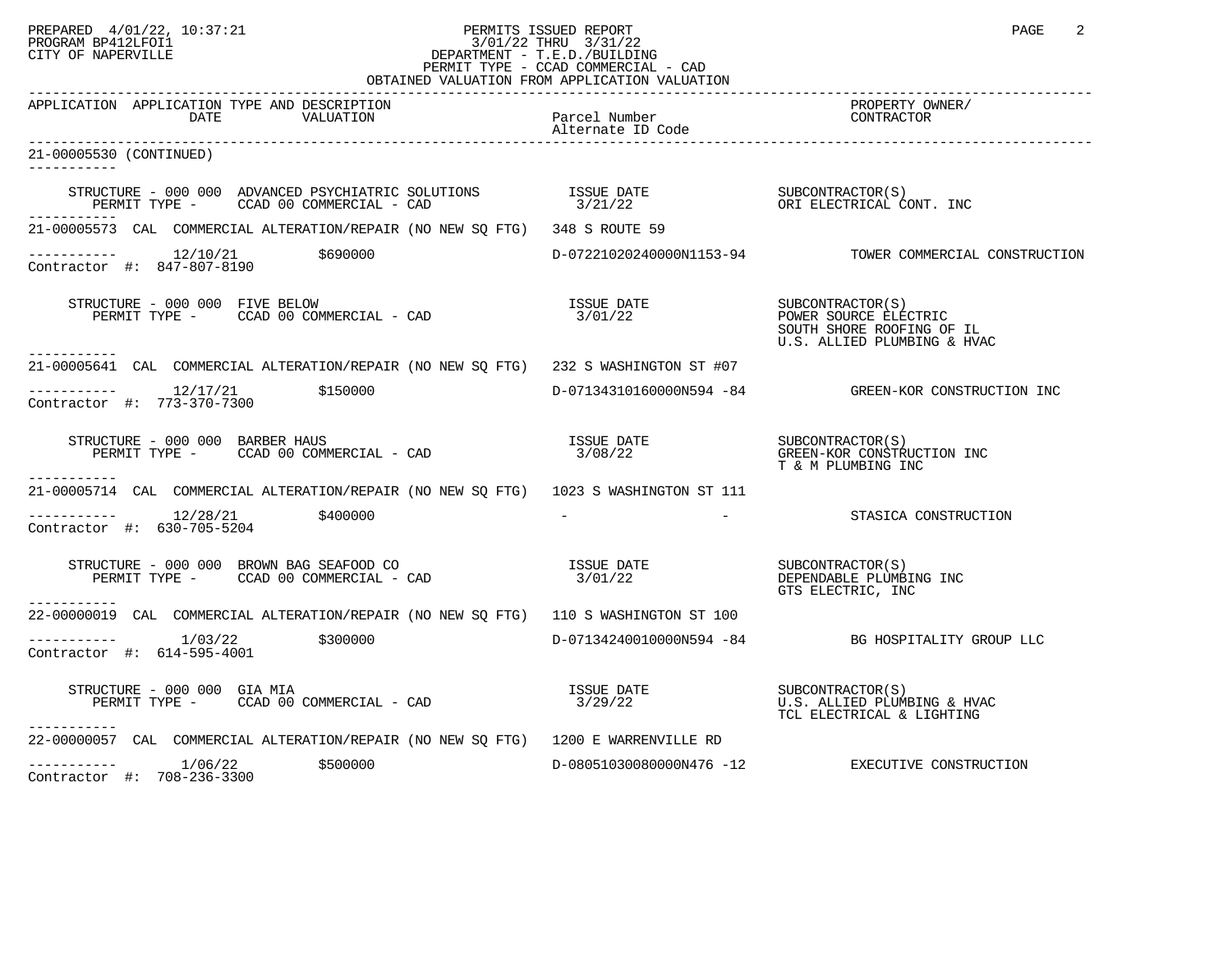PREPARED 4/01/22, 10:37:21
PROGRAM BP412LFOI1
CITY OF NAPERVILLE

PERMITS ISSUED REPORT
3/01/22 THRU 3/31/22
DEPARTMENT - T.E.D./BUILDING
PERMIT TYPE - CCAD COMMERCIAL - CAD
OBTAINED VALUATION FROM APPLICATION VALUATION

| APPLICATION | APPLICATION TYPE AND DESCRIPTION DATE / VALUATION | Parcel Number / Alternate ID Code | PROPERTY OWNER/ CONTRACTOR |
|---|---|---|---|

**21-00005530 (CONTINUED)**

STRUCTURE - 000 000 ADVANCED PSYCHIATRIC SOLUTIONS — ISSUE DATE 3/21/22
PERMIT TYPE - CCAD 00 COMMERCIAL - CAD
SUBCONTRACTOR(S): ORI ELECTRICAL CONT. INC

---

**21-00005573** CAL COMMERCIAL ALTERATION/REPAIR (NO NEW SQ FTG) 348 S ROUTE 59
12/10/21 $690000 — D-07221020240000N1153-94 — TOWER COMMERCIAL CONSTRUCTION
Contractor #: 847-807-8190

STRUCTURE - 000 000 FIVE BELOW — ISSUE DATE 3/01/22
PERMIT TYPE - CCAD 00 COMMERCIAL - CAD
SUBCONTRACTOR(S): POWER SOURCE ELECTRIC; SOUTH SHORE ROOFING OF IL; U.S. ALLIED PLUMBING & HVAC

---

**21-00005641** CAL COMMERCIAL ALTERATION/REPAIR (NO NEW SQ FTG) 232 S WASHINGTON ST #07
12/17/21 $150000 — D-07134310160000N594 -84 — GREEN-KOR CONSTRUCTION INC
Contractor #: 773-370-7300

STRUCTURE - 000 000 BARBER HAUS — ISSUE DATE 3/08/22
PERMIT TYPE - CCAD 00 COMMERCIAL - CAD
SUBCONTRACTOR(S): GREEN-KOR CONSTRUCTION INC; T & M PLUMBING INC

---

**21-00005714** CAL COMMERCIAL ALTERATION/REPAIR (NO NEW SQ FTG) 1023 S WASHINGTON ST 111
12/28/21 $400000 — - - — STASICA CONSTRUCTION
Contractor #: 630-705-5204

STRUCTURE - 000 000 BROWN BAG SEAFOOD CO — ISSUE DATE 3/01/22
PERMIT TYPE - CCAD 00 COMMERCIAL - CAD
SUBCONTRACTOR(S): DEPENDABLE PLUMBING INC; GTS ELECTRIC, INC

---

**22-00000019** CAL COMMERCIAL ALTERATION/REPAIR (NO NEW SQ FTG) 110 S WASHINGTON ST 100
1/03/22 $300000 — D-07134240010000N594 -84 — BG HOSPITALITY GROUP LLC
Contractor #: 614-595-4001

STRUCTURE - 000 000 GIA MIA — ISSUE DATE 3/29/22
PERMIT TYPE - CCAD 00 COMMERCIAL - CAD
SUBCONTRACTOR(S): U.S. ALLIED PLUMBING & HVAC; TCL ELECTRICAL & LIGHTING

---

**22-00000057** CAL COMMERCIAL ALTERATION/REPAIR (NO NEW SQ FTG) 1200 E WARRENVILLE RD
1/06/22 $500000 — D-08051030080000N476 -12 — EXECUTIVE CONSTRUCTION
Contractor #: 708-236-3300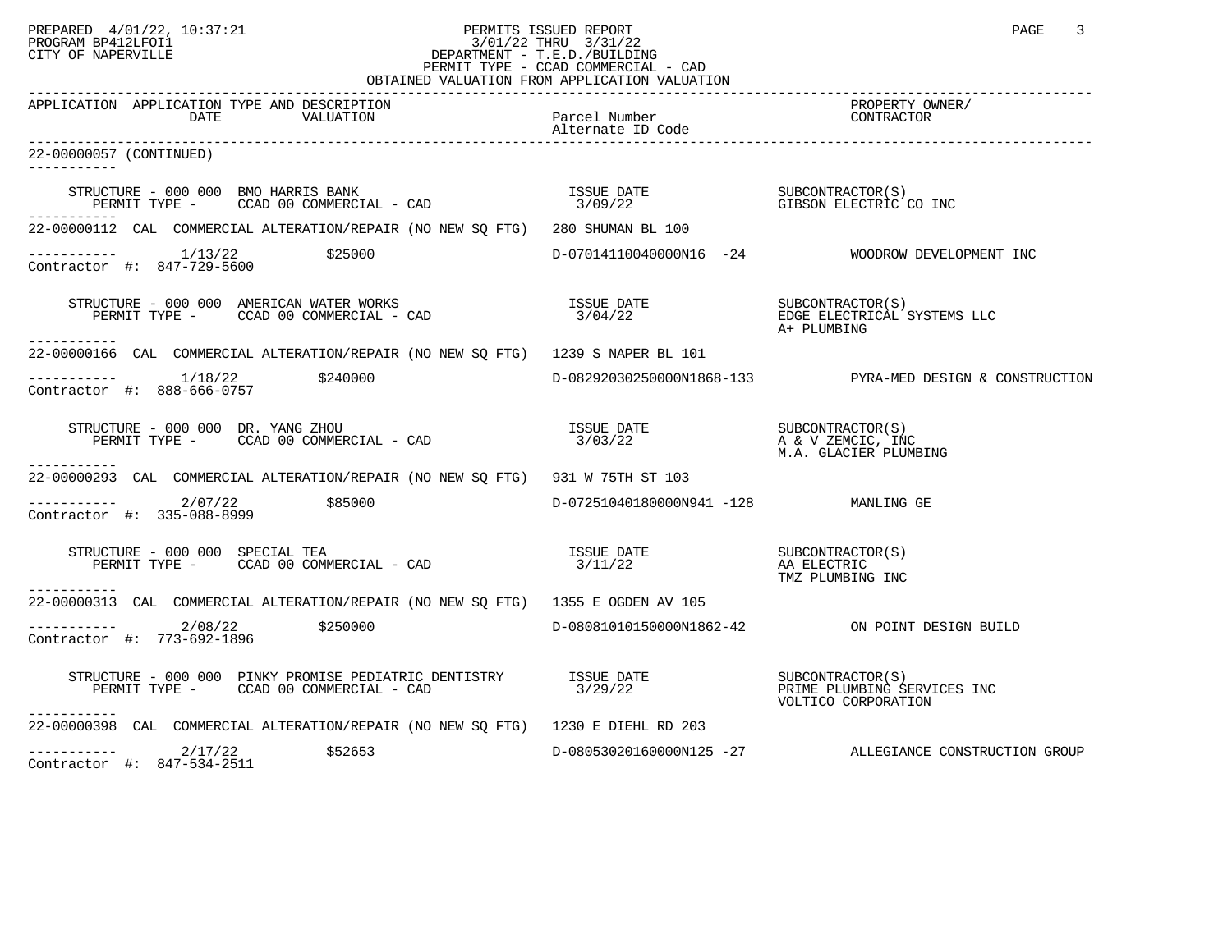PREPARED 4/01/22, 10:37:21
PROGRAM BP412LFOI1
CITY OF NAPERVILLE

PERMITS ISSUED REPORT
3/01/22 THRU 3/31/22
DEPARTMENT - T.E.D./BUILDING
PERMIT TYPE - CCAD COMMERCIAL - CAD
OBTAINED VALUATION FROM APPLICATION VALUATION

| APPLICATION | APPLICATION TYPE AND DESCRIPTION DATE / VALUATION | Parcel Number / Alternate ID Code | PROPERTY OWNER/ CONTRACTOR |
|---|---|---|---|

22-00000057 (CONTINUED)

```
     STRUCTURE - 000 000  BMO HARRIS BANK                          ISSUE DATE          SUBCONTRACTOR(S)
        PERMIT TYPE -     CCAD 00 COMMERCIAL - CAD                  3/09/22            GIBSON ELECTRIC CO INC
-----------
22-00000112  CAL  COMMERCIAL ALTERATION/REPAIR (NO NEW SQ FTG)  280 SHUMAN BL 100

-----------     1/13/22          $25000                      D-07014110040000N16  -24          WOODROW DEVELOPMENT INC
Contractor #:  847-729-5600

     STRUCTURE - 000 000  AMERICAN WATER WORKS                     ISSUE DATE          SUBCONTRACTOR(S)
        PERMIT TYPE -     CCAD 00 COMMERCIAL - CAD                  3/04/22            EDGE ELECTRICAL SYSTEMS LLC
                                                                                      A+ PLUMBING
-----------
22-00000166  CAL  COMMERCIAL ALTERATION/REPAIR (NO NEW SQ FTG)  1239 S NAPER BL 101

-----------     1/18/22          $240000                     D-08292030250000N1868-133         PYRA-MED DESIGN & CONSTRUCTION
Contractor #:  888-666-0757

     STRUCTURE - 000 000  DR. YANG ZHOU                            ISSUE DATE          SUBCONTRACTOR(S)
        PERMIT TYPE -     CCAD 00 COMMERCIAL - CAD                  3/03/22            A & V ZEMCIC, INC
                                                                                      M.A. GLACIER PLUMBING
-----------
22-00000293  CAL  COMMERCIAL ALTERATION/REPAIR (NO NEW SQ FTG)  931 W 75TH ST 103

-----------     2/07/22          $85000                      D-07251040180000N941 -128         MANLING GE
Contractor #:  335-088-8999

     STRUCTURE - 000 000  SPECIAL TEA                              ISSUE DATE          SUBCONTRACTOR(S)
        PERMIT TYPE -     CCAD 00 COMMERCIAL - CAD                  3/11/22            AA ELECTRIC
                                                                                      TMZ PLUMBING INC
-----------
22-00000313  CAL  COMMERCIAL ALTERATION/REPAIR (NO NEW SQ FTG)  1355 E OGDEN AV 105

-----------     2/08/22          $250000                     D-08081010150000N1862-42          ON POINT DESIGN BUILD
Contractor #:  773-692-1896

     STRUCTURE - 000 000  PINKY PROMISE PEDIATRIC DENTISTRY        ISSUE DATE          SUBCONTRACTOR(S)
        PERMIT TYPE -     CCAD 00 COMMERCIAL - CAD                  3/29/22            PRIME PLUMBING SERVICES INC
                                                                                      VOLTICO CORPORATION
-----------
22-00000398  CAL  COMMERCIAL ALTERATION/REPAIR (NO NEW SQ FTG)  1230 E DIEHL RD 203

-----------     2/17/22          $52653                      D-08053020160000N125 -27          ALLEGIANCE CONSTRUCTION GROUP
Contractor #:  847-534-2511
```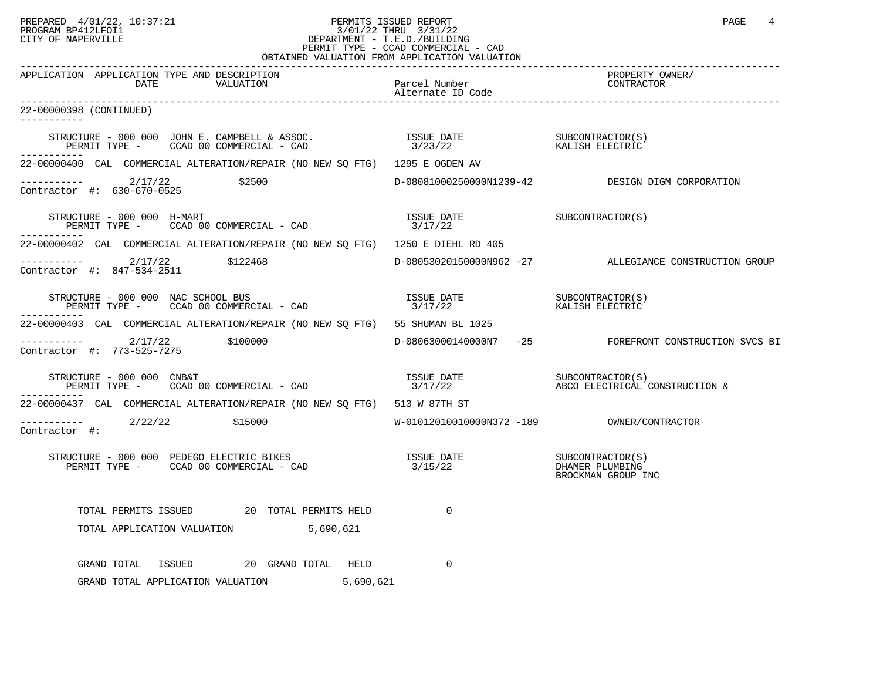PREPARED 4/01/22, 10:37:21
PROGRAM BP412LFOI1
CITY OF NAPERVILLE

PERMITS ISSUED REPORT
3/01/22 THRU 3/31/22
DEPARTMENT - T.E.D./BUILDING
PERMIT TYPE - CCAD COMMERCIAL - CAD
OBTAINED VALUATION FROM APPLICATION VALUATION

| APPLICATION | APPLICATION TYPE AND DESCRIPTION DATE | VALUATION | Parcel Number / Alternate ID Code | PROPERTY OWNER/ CONTRACTOR |
|---|---|---|---|---|

22-00000398 (CONTINUED)

STRUCTURE - 000 000 JOHN E. CAMPBELL & ASSOC.
PERMIT TYPE - CCAD 00 COMMERCIAL - CAD
ISSUE DATE 3/23/22
SUBCONTRACTOR(S) KALISH ELECTRIC

22-00000400 CAL COMMERCIAL ALTERATION/REPAIR (NO NEW SQ FTG) 1295 E OGDEN AV
2/17/22 $2500 D-08081000250000N1239-42 DESIGN DIGM CORPORATION
Contractor #: 630-670-0525

STRUCTURE - 000 000 H-MART
PERMIT TYPE - CCAD 00 COMMERCIAL - CAD
ISSUE DATE 3/17/22
SUBCONTRACTOR(S)

22-00000402 CAL COMMERCIAL ALTERATION/REPAIR (NO NEW SQ FTG) 1250 E DIEHL RD 405
2/17/22 $122468 D-08053020150000N962 -27 ALLEGIANCE CONSTRUCTION GROUP
Contractor #: 847-534-2511

STRUCTURE - 000 000 NAC SCHOOL BUS
PERMIT TYPE - CCAD 00 COMMERCIAL - CAD
ISSUE DATE 3/17/22
SUBCONTRACTOR(S) KALISH ELECTRIC

22-00000403 CAL COMMERCIAL ALTERATION/REPAIR (NO NEW SQ FTG) 55 SHUMAN BL 1025
2/17/22 $100000 D-08063000140000N7 -25 FOREFRONT CONSTRUCTION SVCS BI
Contractor #: 773-525-7275

STRUCTURE - 000 000 CNB&T
PERMIT TYPE - CCAD 00 COMMERCIAL - CAD
ISSUE DATE 3/17/22
SUBCONTRACTOR(S) ABCO ELECTRICAL CONSTRUCTION &

22-00000437 CAL COMMERCIAL ALTERATION/REPAIR (NO NEW SQ FTG) 513 W 87TH ST
2/22/22 $15000 W-01012010010000N372 -189 OWNER/CONTRACTOR
Contractor #:

STRUCTURE - 000 000 PEDEGO ELECTRIC BIKES
PERMIT TYPE - CCAD 00 COMMERCIAL - CAD
ISSUE DATE 3/15/22
SUBCONTRACTOR(S) DHAMER PLUMBING, BROCKMAN GROUP INC

TOTAL PERMITS ISSUED 20 TOTAL PERMITS HELD 0

TOTAL APPLICATION VALUATION 5,690,621

GRAND TOTAL ISSUED 20 GRAND TOTAL HELD 0

GRAND TOTAL APPLICATION VALUATION 5,690,621